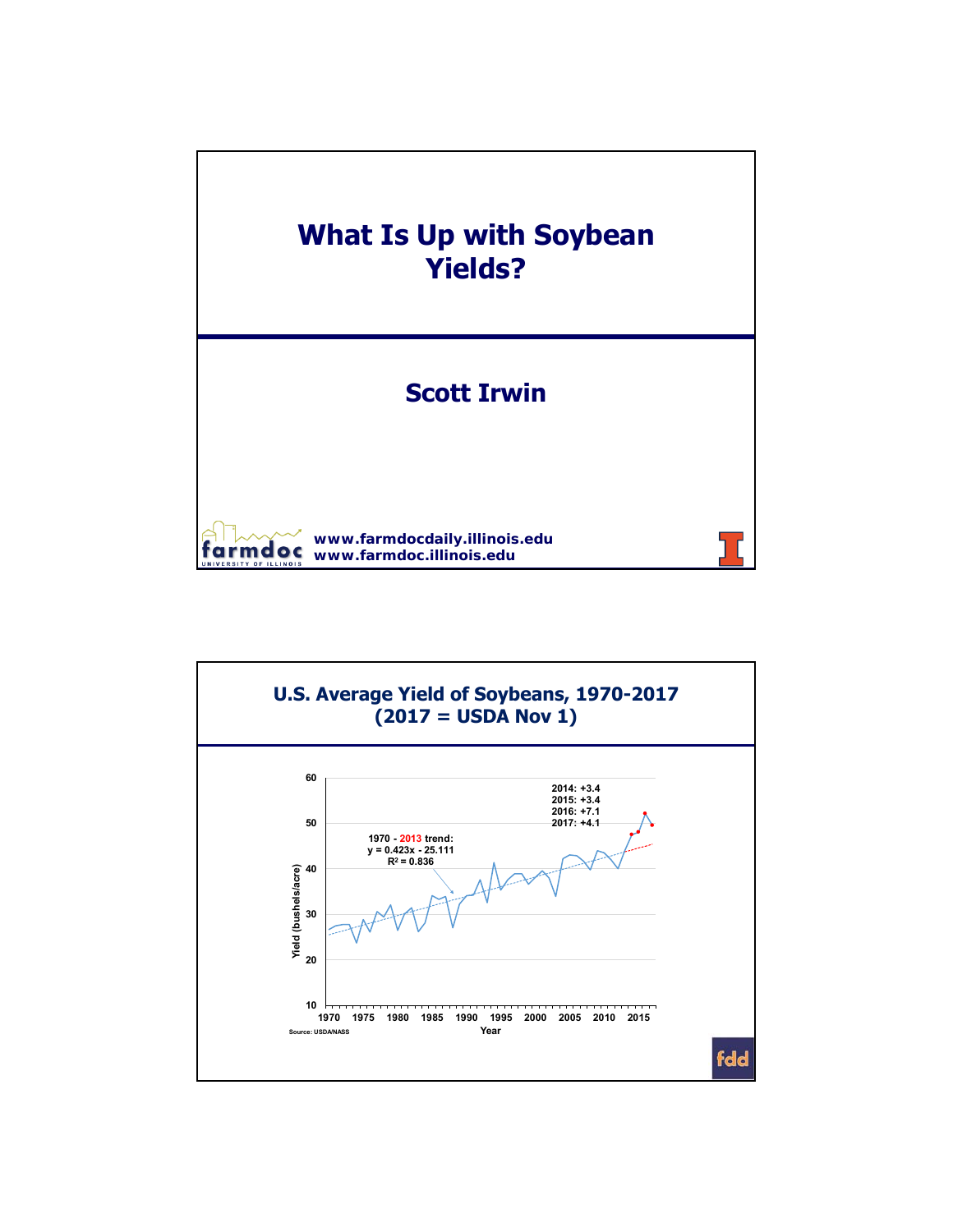# What Is Up with Soybean Yields?

## Scott Irwin

www.farmdocdaily.illinois.edu
www.farmdoc.illinois.edu

## U.S. Average Yield of Soybeans, 1970-2017 (2017 = USDA Nov 1)

1970 - 2013 trend:
$y = 0.423x - 25.111$
$R^2 = 0.836$

2014: +3.4
2015: +3.4
2016: +7.1
2017: +4.1

Yield (bushels/acre)

Year

Source: USDA/NASS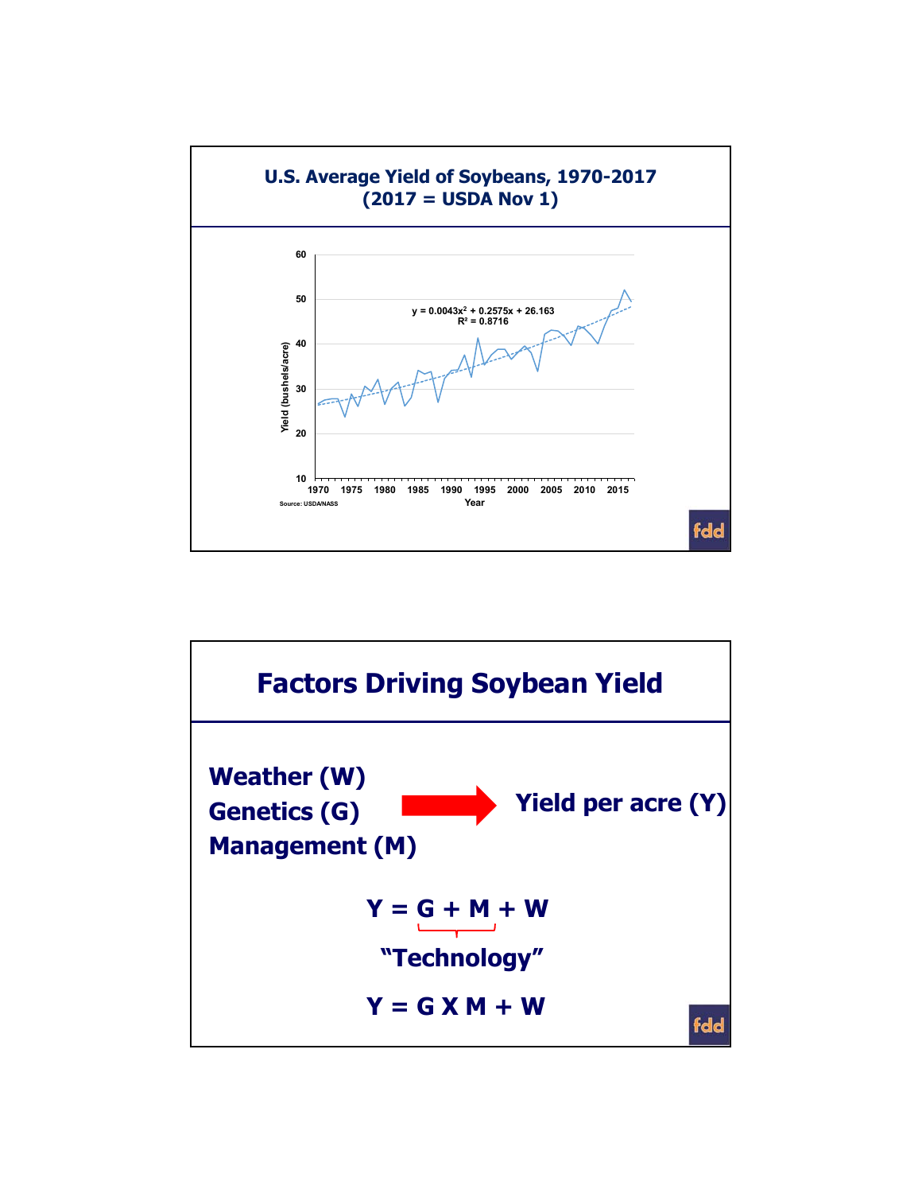## U.S. Average Yield of Soybeans, 1970-2017 (2017 = USDA Nov 1)

$y = 0.0043x^2 + 0.2575x + 26.163$

$R^2 = 0.8716$

Yield (bushels/acre)

Year

Source: USDA/NASS

## Factors Driving Soybean Yield

**Weather (W)**
**Genetics (G)** → **Yield per acre (Y)**
**Management (M)**

$$Y = \underbrace{G + M}_{\text{"Technology"}} + W$$

$$Y = G \times M + W$$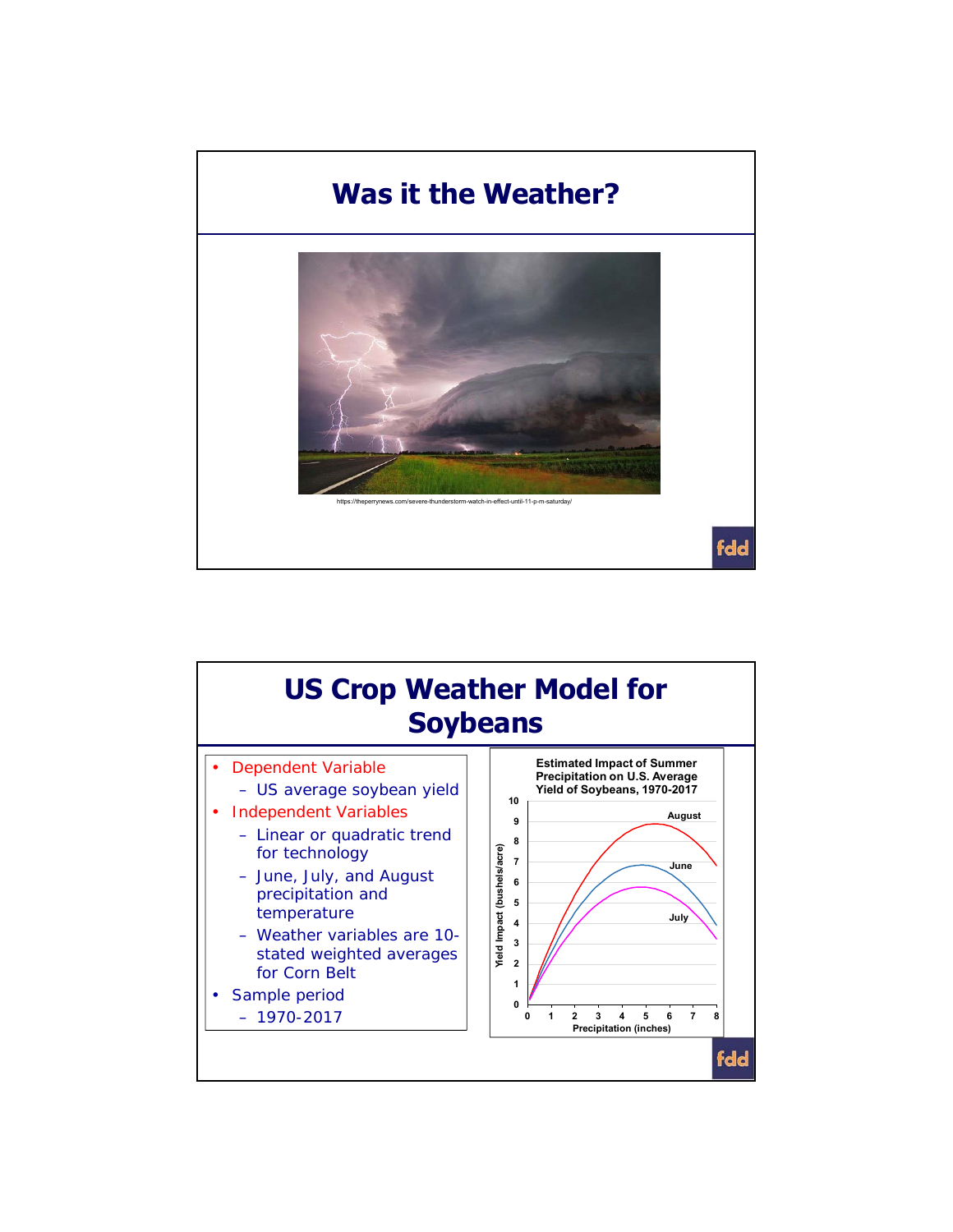# Was it the Weather?

https://theperrynews.com/severe-thunderstorm-watch-in-effect-until-11-p-m-saturday/

# US Crop Weather Model for Soybeans

- Dependent Variable
  - US average soybean yield
- Independent Variables
  - Linear or quadratic trend for technology
  - June, July, and August precipitation and temperature
  - Weather variables are 10-stated weighted averages for Corn Belt
- Sample period
  - 1970-2017

Estimated Impact of Summer Precipitation on U.S. Average Yield of Soybeans, 1970-2017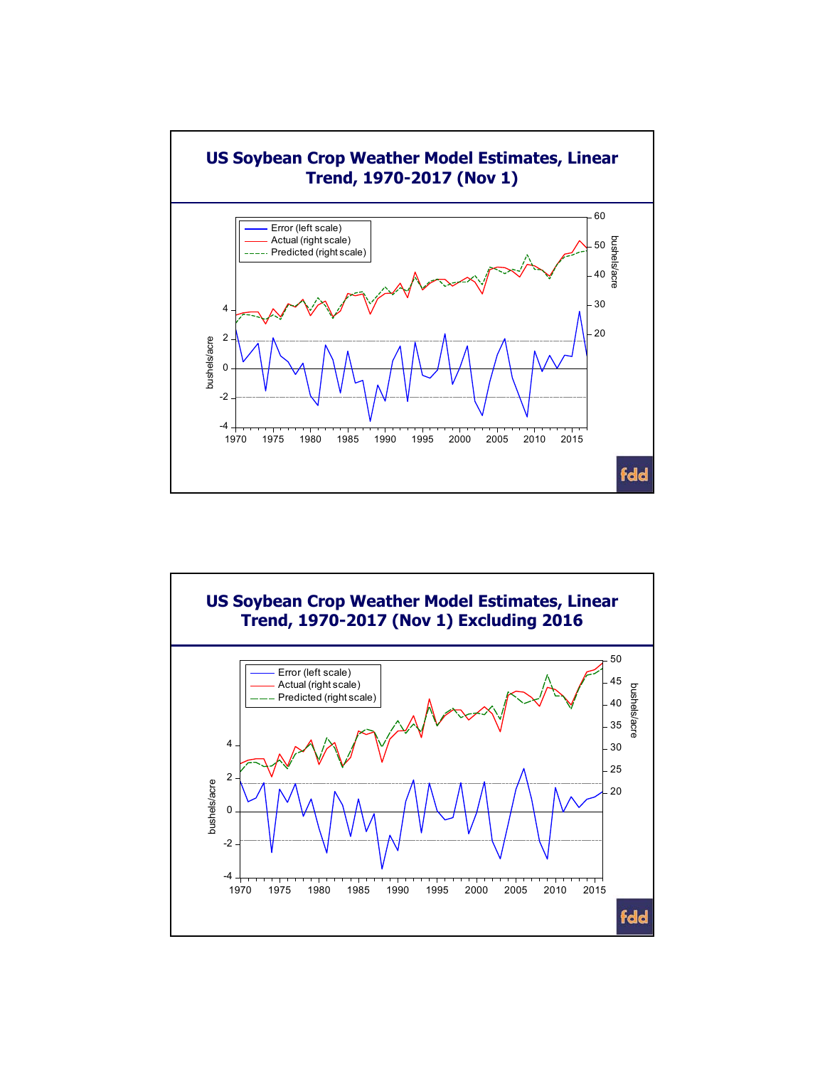## US Soybean Crop Weather Model Estimates, Linear Trend, 1970-2017 (Nov 1)

## US Soybean Crop Weather Model Estimates, Linear Trend, 1970-2017 (Nov 1) Excluding 2016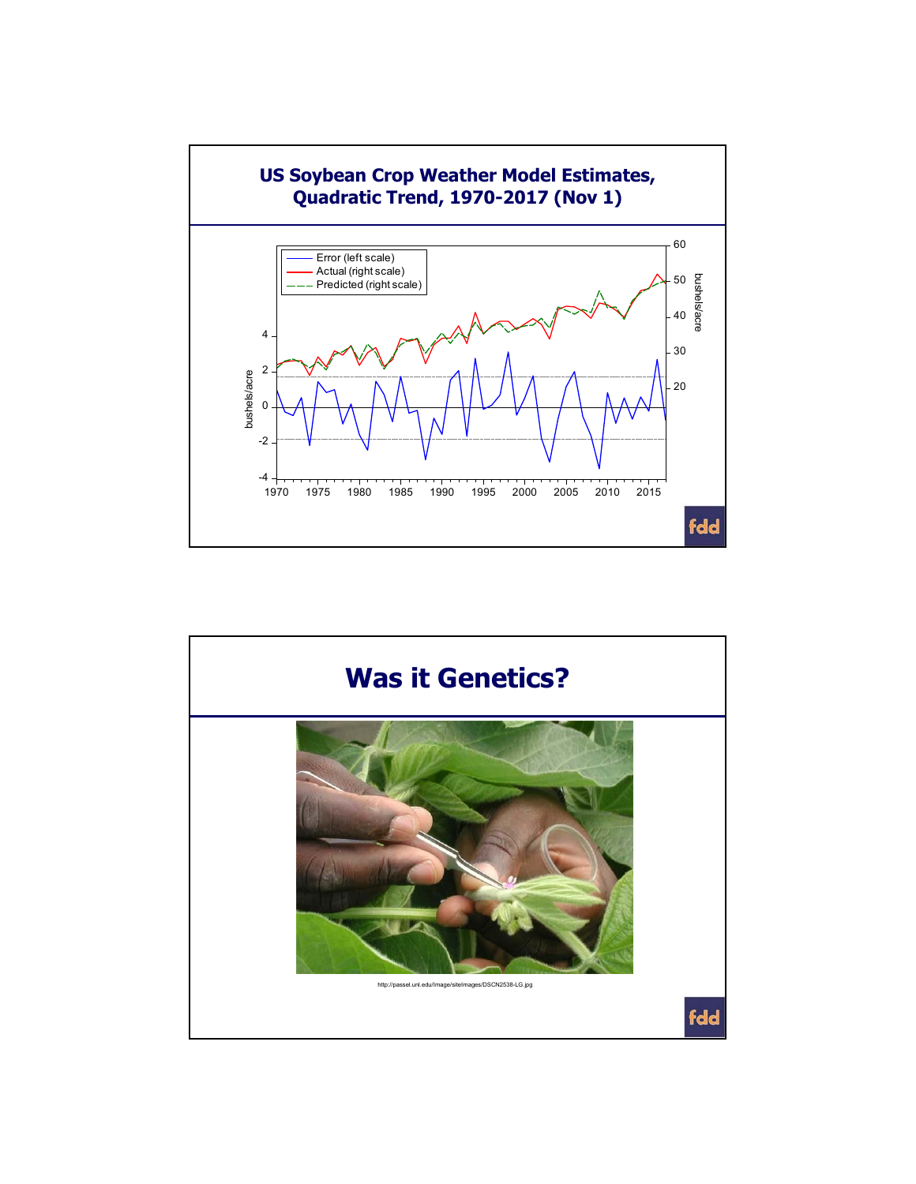## US Soybean Crop Weather Model Estimates, Quadratic Trend, 1970-2017 (Nov 1)

Error (left scale)
Actual (right scale)
Predicted (right scale)

bushels/acre

fdd

## Was it Genetics?

http://passel.unl.edu/Image/siteImages/DSCN2538-LG.jpg

fdd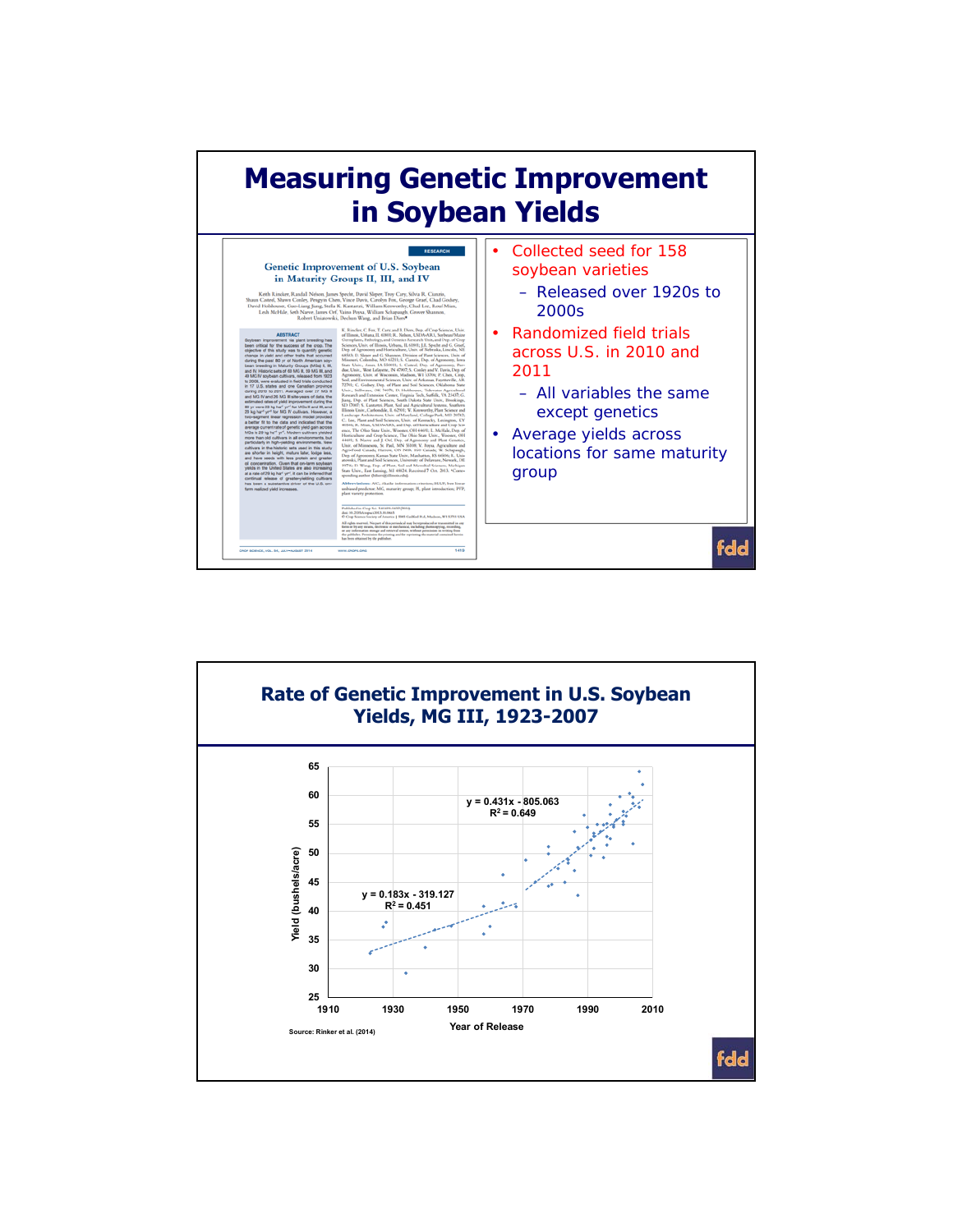# Measuring Genetic Improvement in Soybean Yields

- Collected seed for 158 soybean varieties
  - Released over 1920s to 2000s
- Randomized field trials across U.S. in 2010 and 2011
  - All variables the same except genetics
- Average yields across locations for same maturity group

# Rate of Genetic Improvement in U.S. Soybean Yields, MG III, 1923-2007

$y = 0.431x - 805.063$, $R^2 = 0.649$

$y = 0.183x - 319.127$, $R^2 = 0.451$

Yield (bushels/acre)

Year of Release

Source: Rinker et al. (2014)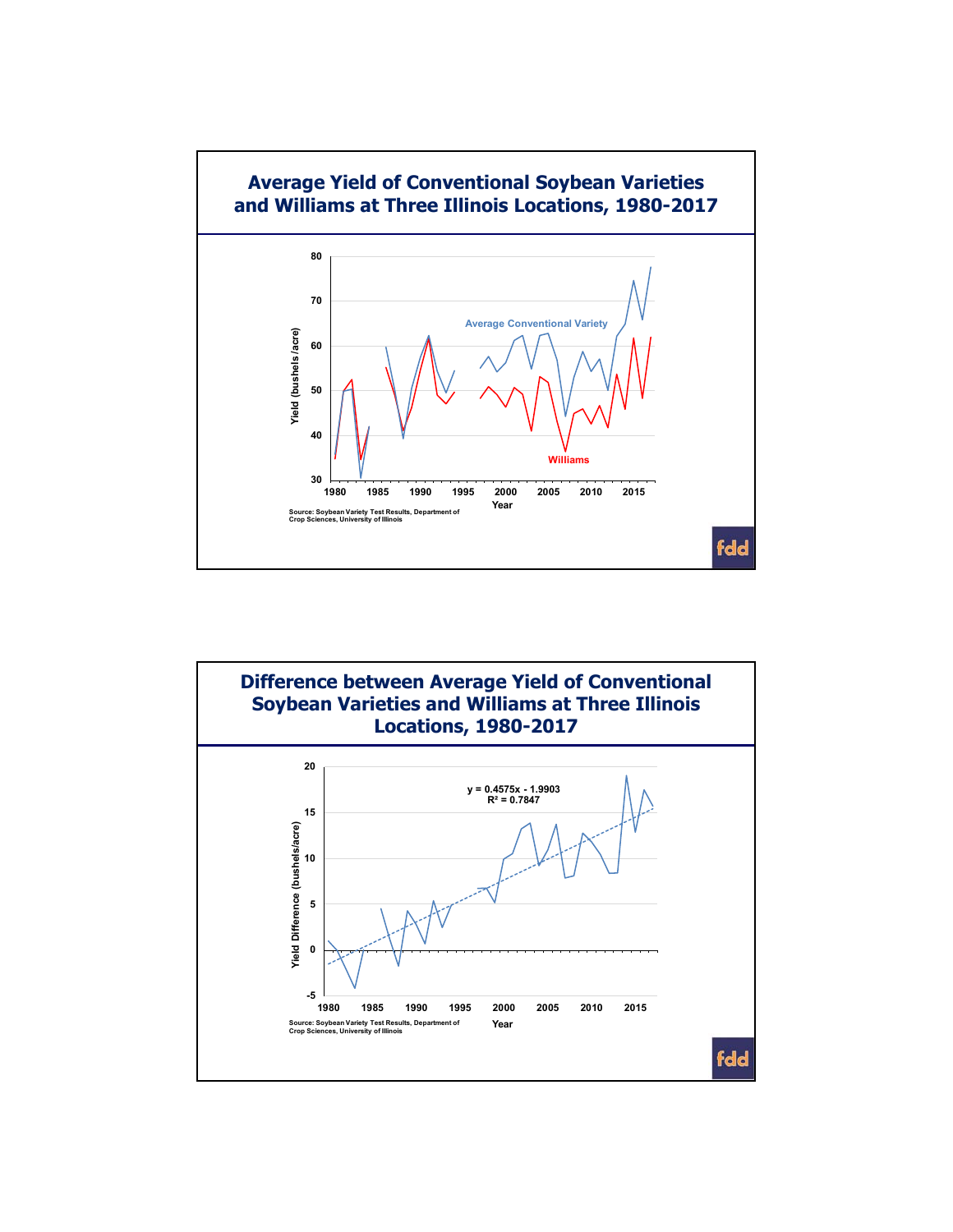## Average Yield of Conventional Soybean Varieties and Williams at Three Illinois Locations, 1980-2017

Yield (bushels/acre)

Average Conventional Variety

Williams

Year

Source: Soybean Variety Test Results, Department of Crop Sciences, University of Illinois

## Difference between Average Yield of Conventional Soybean Varieties and Williams at Three Illinois Locations, 1980-2017

$y = 0.4575x - 1.9903$

$R^2 = 0.7847$

Yield Difference (bushels/acre)

Year

Source: Soybean Variety Test Results, Department of Crop Sciences, University of Illinois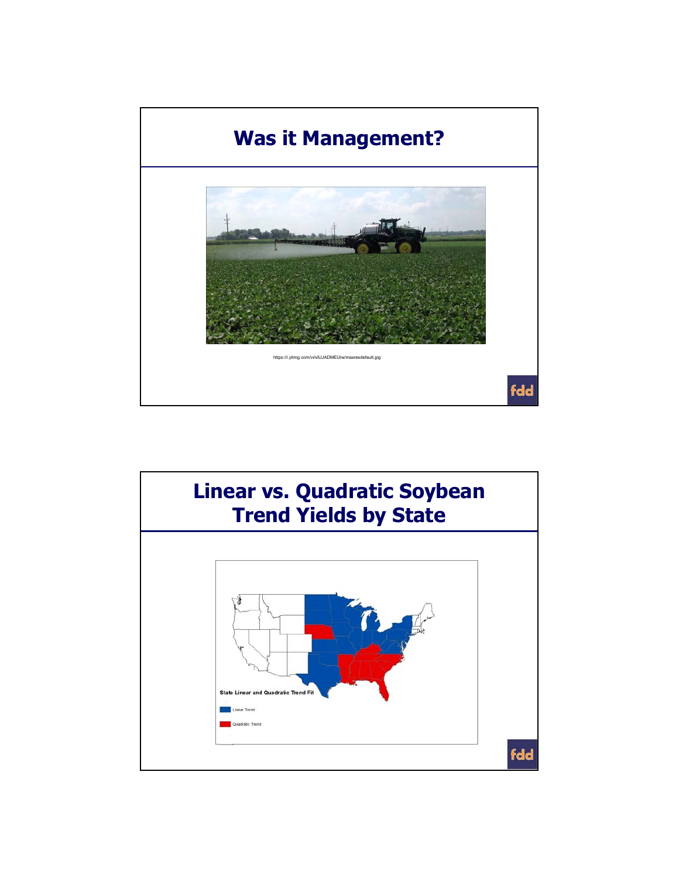# Was it Management?

https://i.ytimg.com/vi/xlUJADMEUlw/maxresdefault.jpg

# Linear vs. Quadratic Soybean Trend Yields by State

State Linear and Quadratic Trend Fit

Linear Trend

Quadratic Trend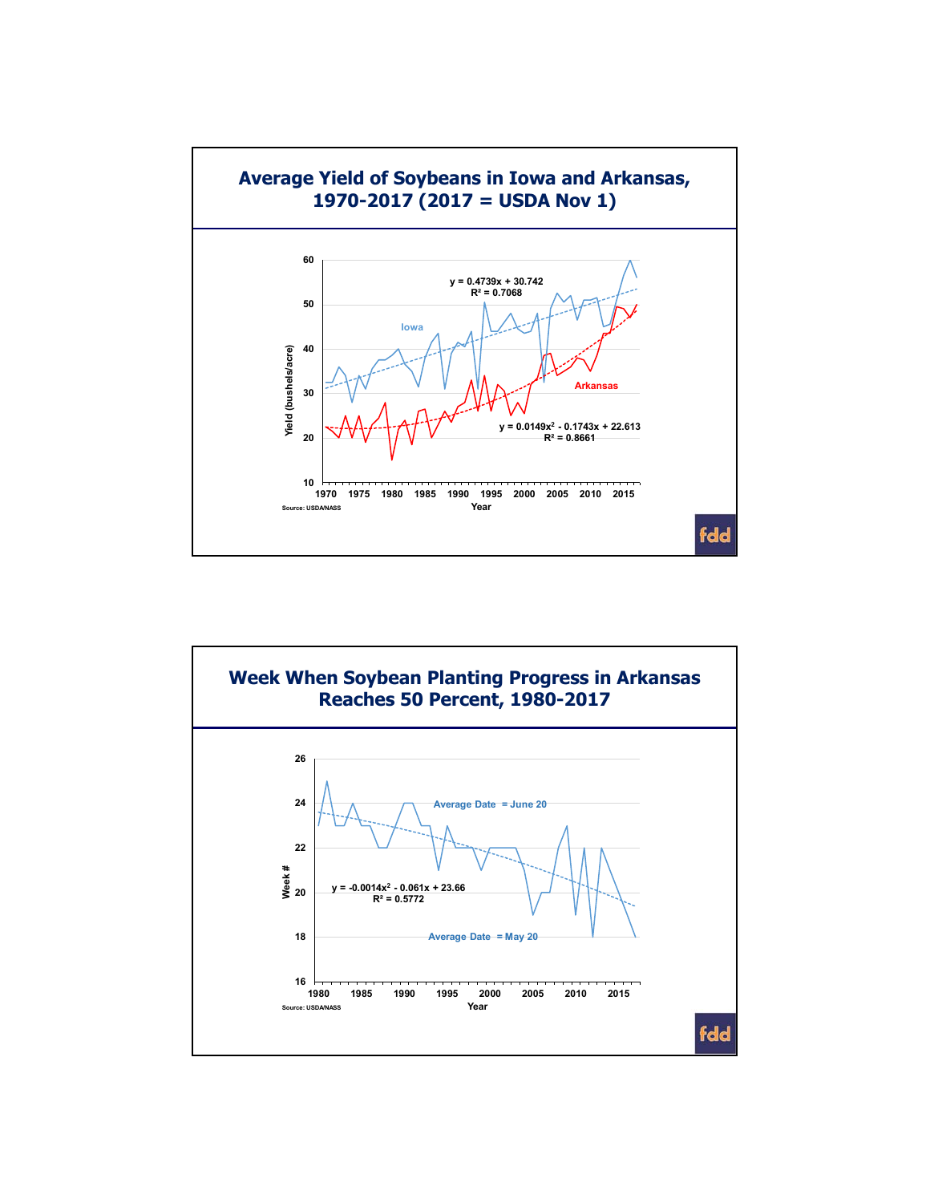## Average Yield of Soybeans in Iowa and Arkansas, 1970-2017 (2017 = USDA Nov 1)

Iowa: $y = 0.4739x + 30.742$, $R^2 = 0.7068$

Arkansas: $y = 0.0149x^2 - 0.1743x + 22.613$, $R^2 = 0.8661$

Yield (bushels/acre)

Year

Source: USDA/NASS

fdd

## Week When Soybean Planting Progress in Arkansas Reaches 50 Percent, 1980-2017

Average Date = June 20

$y = -0.0014x^2 - 0.061x + 23.66$, $R^2 = 0.5772$

Average Date = May 20

Week #

Year

Source: USDA/NASS

fdd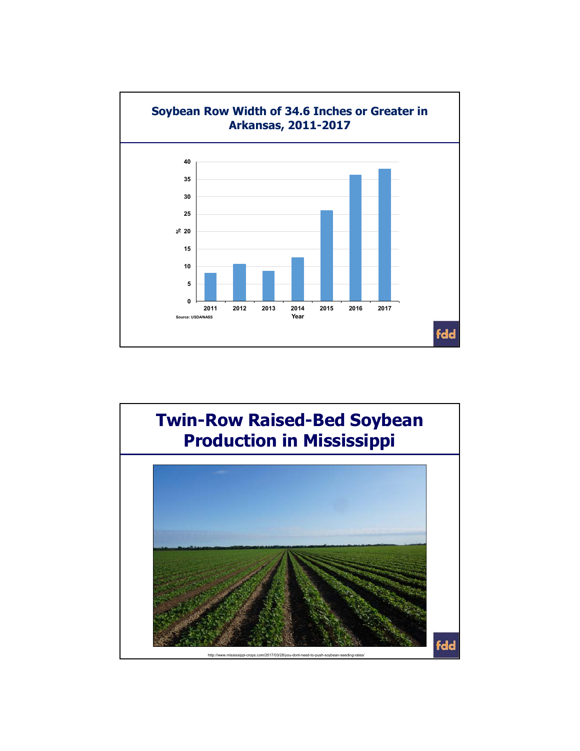## Soybean Row Width of 34.6 Inches or Greater in Arkansas, 2011-2017

| Year | % |
|---|---|
| 2011 | 8 |
| 2012 | 10.7 |
| 2013 | 8.7 |
| 2014 | 12.5 |
| 2015 | 26 |
| 2016 | 36.2 |
| 2017 | 38 |

Source: USDA/NASS

## Twin-Row Raised-Bed Soybean Production in Mississippi

http://www.mississippi-crops.com/2017/03/28/you-dont-need-to-push-soybean-seeding-rates/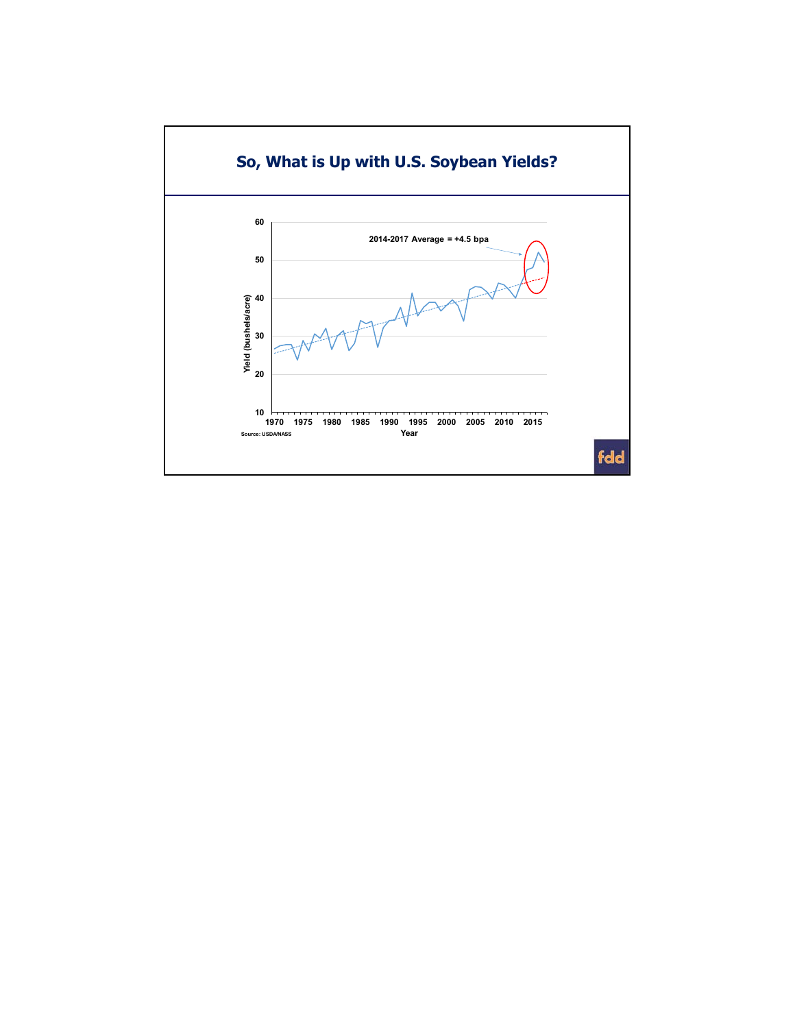## So, What is Up with U.S. Soybean Yields?

2014-2017 Average = +4.5 bpa

Yield (bushels/acre)

60
50
40
30
20
10

1970 1975 1980 1985 1990 1995 2000 2005 2010 2015

Year

Source: USDA/NASS

fdd